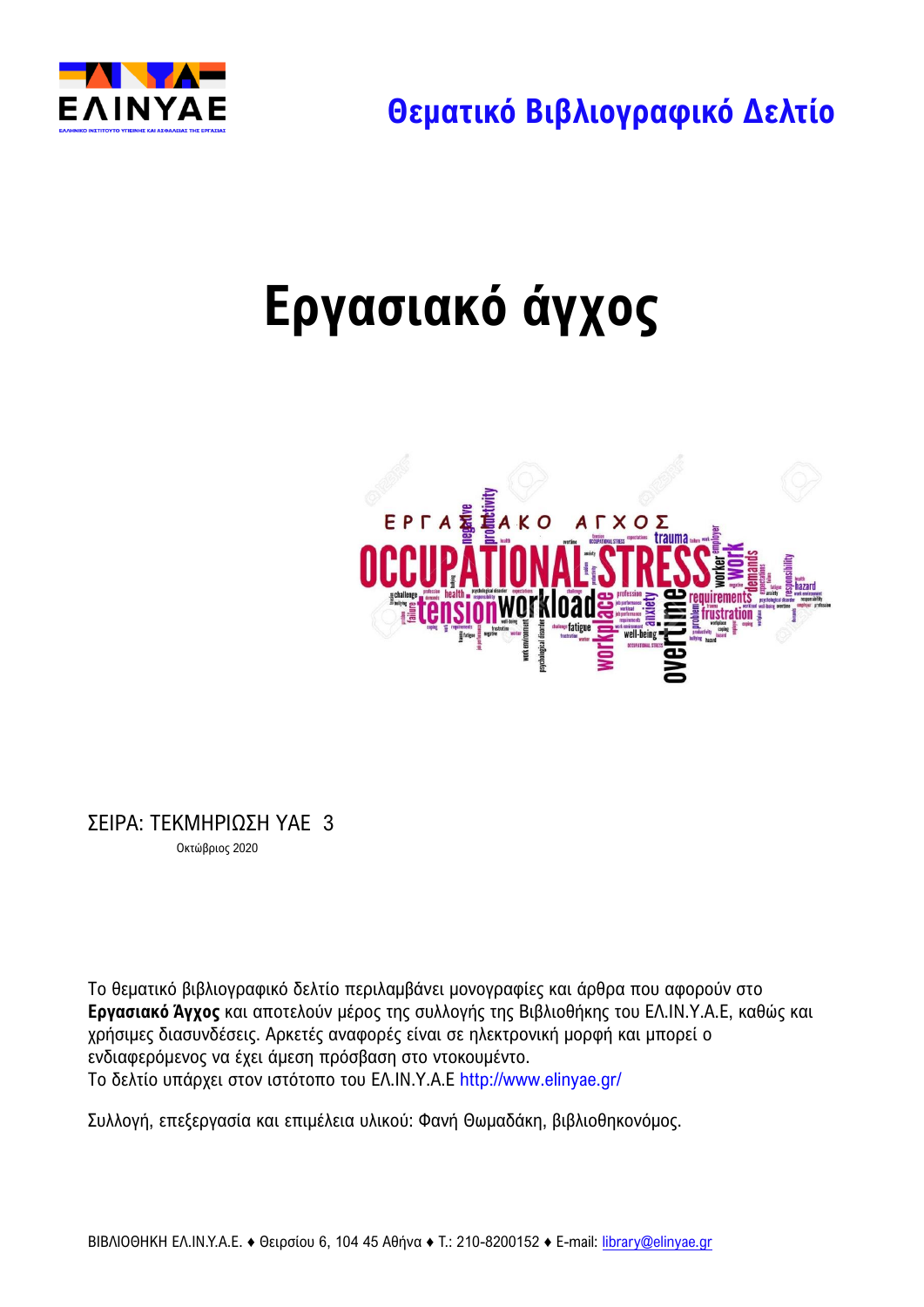ΕΛΙΝΥΑΕ

## Θεματικό Βιβλιογραφικό Δελτίο

# Εργασιακό άγχος

ΣΕΙΡΑ: ΤΕΚΜΗΡΙΩΣΗ ΥΑΕ 3

Οκτώβριος 2020

Το θεματικό βιβλιογραφικό δελτίο περιλαμβάνει μονογραφίες και άρθρα που αφορούν στο **Εργασιακό Άγχος** και αποτελούν μέρος της συλλογής της Βιβλιοθήκης του ΕΛ.ΙΝ.Υ.Α.Ε, καθώς και χρήσιμες διασυνδέσεις. Αρκετές αναφορές είναι σε ηλεκτρονική μορφή και μπορεί ο ενδιαφερόμενος να έχει άμεση πρόσβαση στο ντοκουμέντο.
Το δελτίο υπάρχει στον ιστότοπο του ΕΛ.ΙΝ.Υ.Α.Ε http://www.elinyae.gr/

Συλλογή, επεξεργασία και επιμέλεια υλικού: Φανή Θωμαδάκη, βιβλιοθηκονόμος.

ΒΙΒΛΙΟΘΗΚΗ ΕΛ.ΙΝ.Υ.Α.Ε. ♦ Θειρσίου 6, 104 45 Αθήνα ♦ Τ.: 210-8200152 ♦ E-mail: library@elinyae.gr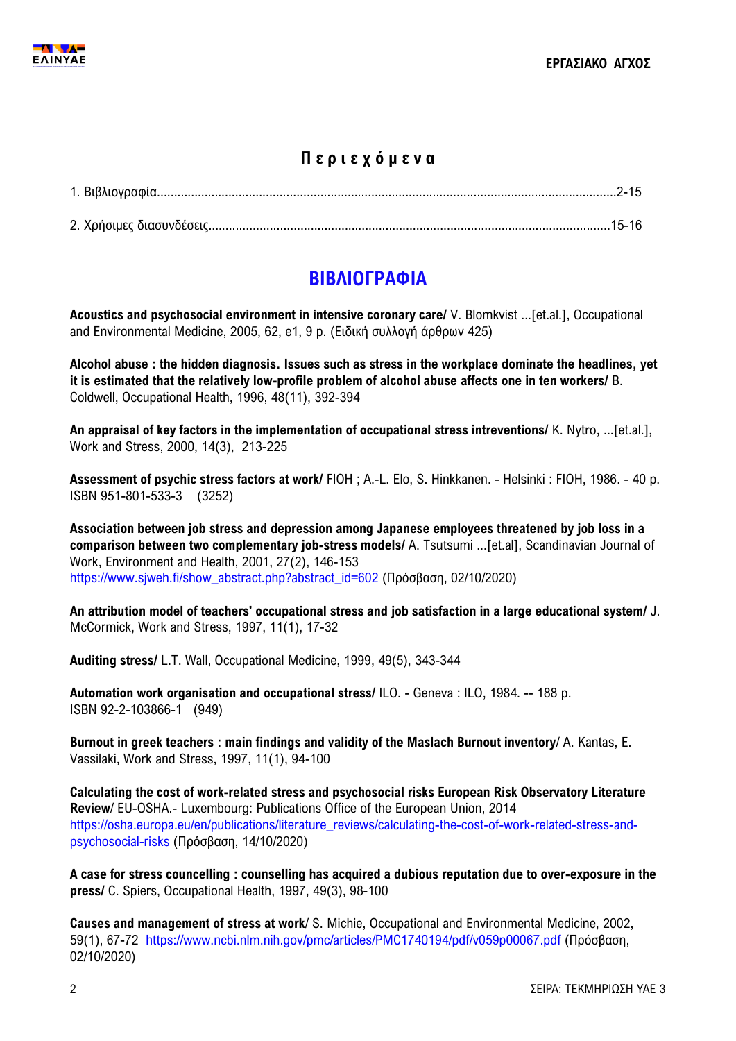## Περιεχόμενα

1. Βιβλιογραφία......................................................................................................................................2-15

2. Χρήσιμες διασυνδέσεις.....................................................................................................................15-16

# ΒΙΒΛΙΟΓΡΑΦΙΑ

**Acoustics and psychosocial environment in intensive coronary care/** V. Blomkvist ...[et.al.], Occupational and Environmental Medicine, 2005, 62, e1, 9 p. (Ειδική συλλογή άρθρων 425)

**Alcohol abuse : the hidden diagnosis. Issues such as stress in the workplace dominate the headlines, yet it is estimated that the relatively low-profile problem of alcohol abuse affects one in ten workers/** B. Coldwell, Occupational Health, 1996, 48(11), 392-394

**An appraisal of key factors in the implementation of occupational stress interventions/** K. Nytro, ...[et.al.], Work and Stress, 2000, 14(3), 213-225

**Assessment of psychic stress factors at work/** FIOH ; A.-L. Elo, S. Hinkkanen. - Helsinki : FIOH, 1986. - 40 p. ISBN 951-801-533-3 (3252)

**Association between job stress and depression among Japanese employees threatened by job loss in a comparison between two complementary job-stress models/** A. Tsutsumi ...[et.al], Scandinavian Journal of Work, Environment and Health, 2001, 27(2), 146-153
https://www.sjweh.fi/show_abstract.php?abstract_id=602 (Πρόσβαση, 02/10/2020)

**An attribution model of teachers' occupational stress and job satisfaction in a large educational system/** J. McCormick, Work and Stress, 1997, 11(1), 17-32

**Auditing stress/** L.T. Wall, Occupational Medicine, 1999, 49(5), 343-344

**Automation work organisation and occupational stress/** ILO. - Geneva : ILO, 1984. -- 188 p. ISBN 92-2-103866-1 (949)

**Burnout in greek teachers : main findings and validity of the Maslach Burnout inventory**/ A. Kantas, E. Vassilaki, Work and Stress, 1997, 11(1), 94-100

**Calculating the cost of work-related stress and psychosocial risks European Risk Observatory Literature Review**/ EU-OSHA.- Luxembourg: Publications Office of the European Union, 2014
https://osha.europa.eu/en/publications/literature_reviews/calculating-the-cost-of-work-related-stress-and-psychosocial-risks (Πρόσβαση, 14/10/2020)

**A case for stress councelling : counselling has acquired a dubious reputation due to over-exposure in the press/** C. Spiers, Occupational Health, 1997, 49(3), 98-100

**Causes and management of stress at work**/ S. Michie, Occupational and Environmental Medicine, 2002, 59(1), 67-72 https://www.ncbi.nlm.nih.gov/pmc/articles/PMC1740194/pdf/v059p00067.pdf (Πρόσβαση, 02/10/2020)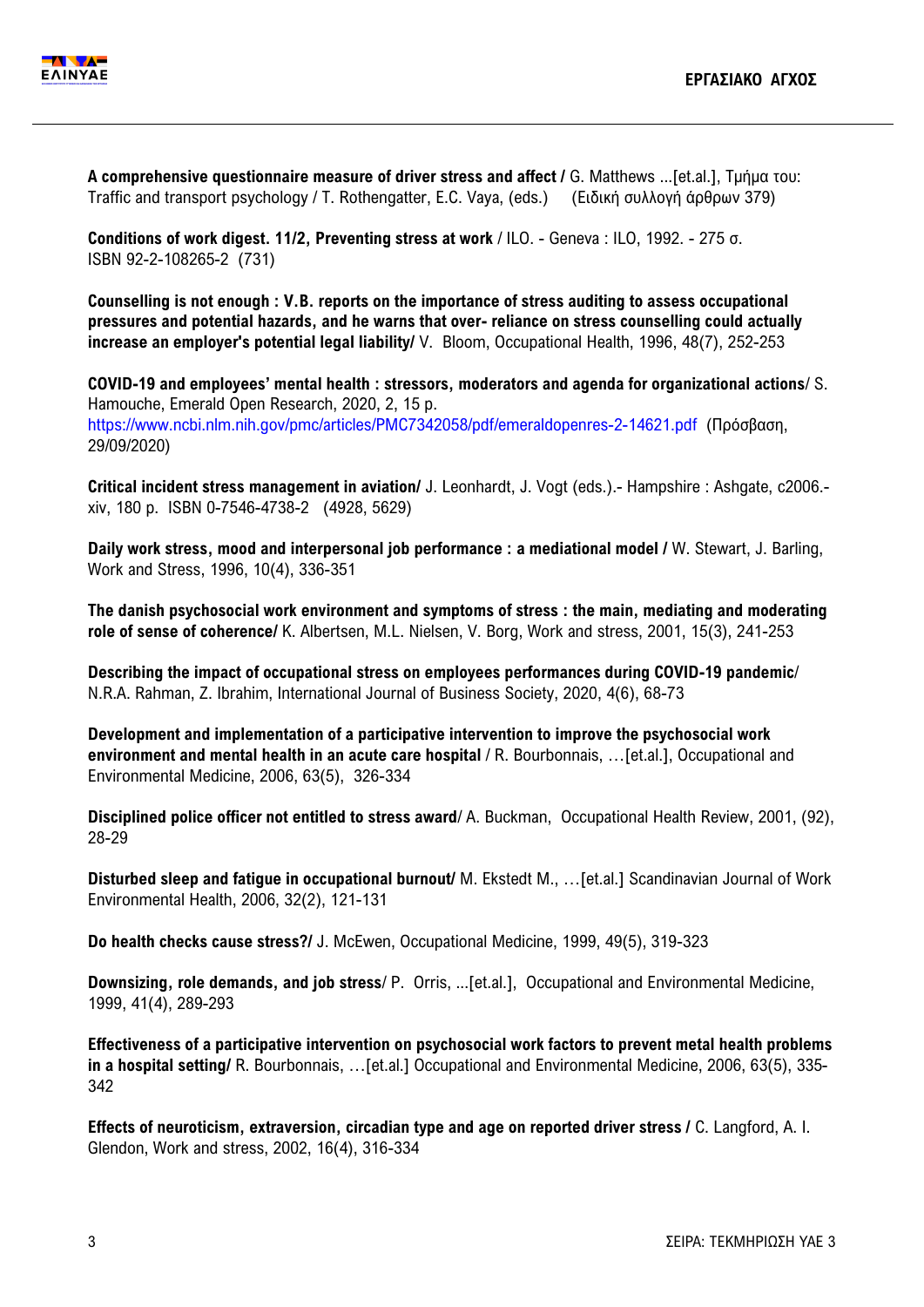**A comprehensive questionnaire measure of driver stress and affect /** G. Matthews ...[et.al.], Τμήμα του: Traffic and transport psychology / T. Rothengatter, E.C. Vaya, (eds.) (Ειδική συλλογή άρθρων 379)

**Conditions of work digest. 11/2, Preventing stress at work** / ILO. - Geneva : ILO, 1992. - 275 σ. ISBN 92-2-108265-2 (731)

**Counselling is not enough : V.B. reports on the importance of stress auditing to assess occupational pressures and potential hazards, and he warns that over- reliance on stress counselling could actually increase an employer's potential legal liability/** V. Bloom, Occupational Health, 1996, 48(7), 252-253

**COVID-19 and employees' mental health : stressors, moderators and agenda for organizational actions**/ S. Hamouche, Emerald Open Research, 2020, 2, 15 p. https://www.ncbi.nlm.nih.gov/pmc/articles/PMC7342058/pdf/emeraldopenres-2-14621.pdf (Πρόσβαση, 29/09/2020)

**Critical incident stress management in aviation/** J. Leonhardt, J. Vogt (eds.).- Hampshire : Ashgate, c2006.- xiv, 180 p. ISBN 0-7546-4738-2 (4928, 5629)

**Daily work stress, mood and interpersonal job performance : a mediational model /** W. Stewart, J. Barling, Work and Stress, 1996, 10(4), 336-351

**The danish psychosocial work environment and symptoms of stress : the main, mediating and moderating role of sense of coherence/** K. Albertsen, M.L. Nielsen, V. Borg, Work and stress, 2001, 15(3), 241-253

**Describing the impact of occupational stress on employees performances during COVID-19 pandemic**/ N.R.A. Rahman, Z. Ibrahim, International Journal of Business Society, 2020, 4(6), 68-73

**Development and implementation of a participative intervention to improve the psychosocial work environment and mental health in an acute care hospital** / R. Bourbonnais, …[et.al.], Occupational and Environmental Medicine, 2006, 63(5), 326-334

**Disciplined police officer not entitled to stress award**/ A. Buckman, Occupational Health Review, 2001, (92), 28-29

**Disturbed sleep and fatigue in occupational burnout/** M. Ekstedt M., …[et.al.] Scandinavian Journal of Work Environmental Health, 2006, 32(2), 121-131

**Do health checks cause stress?/** J. McEwen, Occupational Medicine, 1999, 49(5), 319-323

**Downsizing, role demands, and job stress**/ P. Orris, ...[et.al.], Occupational and Environmental Medicine, 1999, 41(4), 289-293

**Effectiveness of a participative intervention on psychosocial work factors to prevent metal health problems in a hospital setting/** R. Bourbonnais, …[et.al.] Occupational and Environmental Medicine, 2006, 63(5), 335-342

**Effects of neuroticism, extraversion, circadian type and age on reported driver stress /** C. Langford, A. I. Glendon, Work and stress, 2002, 16(4), 316-334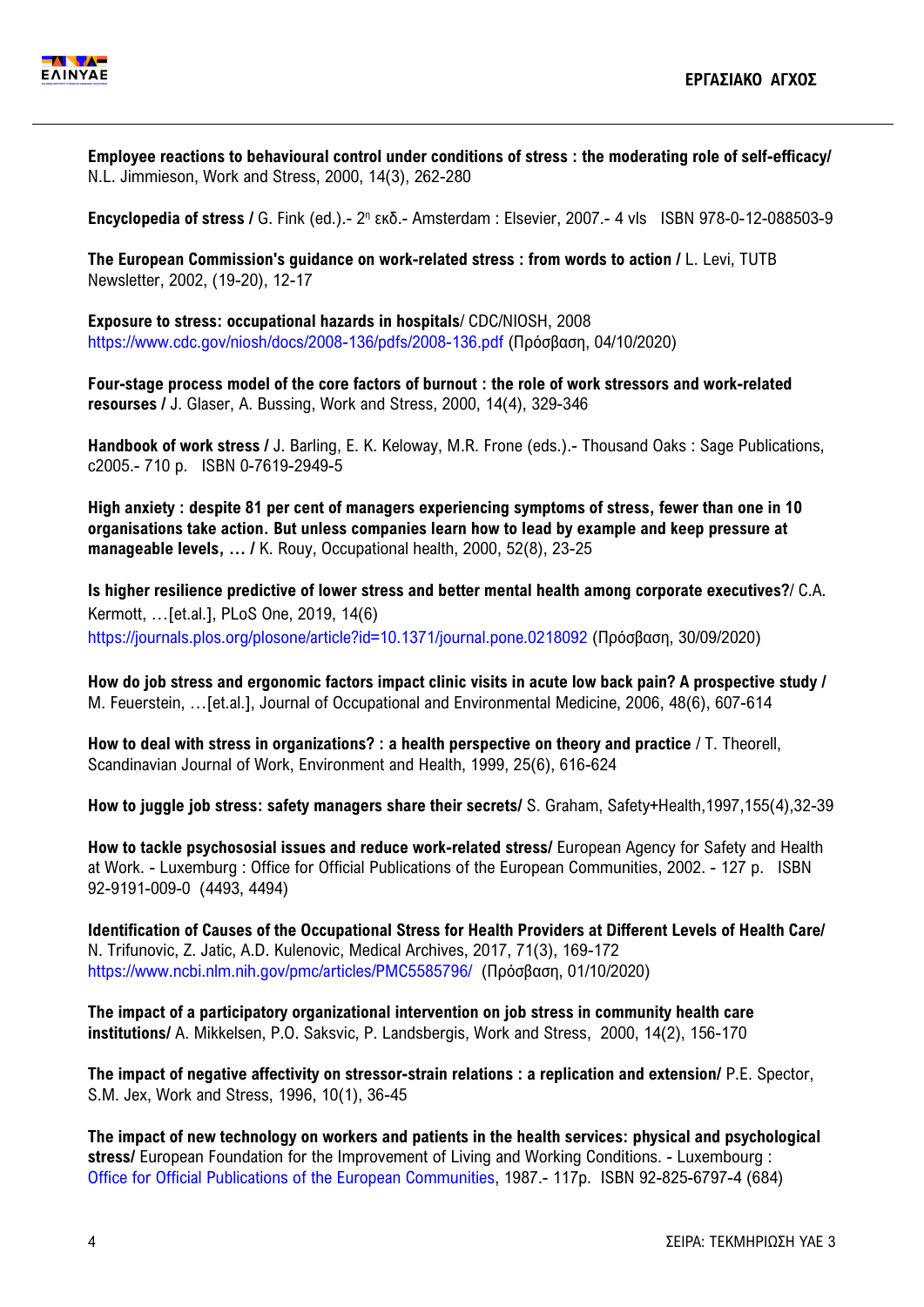**Employee reactions to behavioural control under conditions of stress : the moderating role of self-efficacy/** N.L. Jimmieson, Work and Stress, 2000, 14(3), 262-280

**Encyclopedia of stress /** G. Fink (ed.).- 2η εκδ.- Amsterdam : Elsevier, 2007.- 4 vls ISBN 978-0-12-088503-9

**The European Commission's guidance on work-related stress : from words to action /** L. Levi, TUTB Newsletter, 2002, (19-20), 12-17

**Exposure to stress: occupational hazards in hospitals**/ CDC/NIOSH, 2008 https://www.cdc.gov/niosh/docs/2008-136/pdfs/2008-136.pdf (Πρόσβαση, 04/10/2020)

**Four-stage process model of the core factors of burnout : the role of work stressors and work-related resourses /** J. Glaser, A. Bussing, Work and Stress, 2000, 14(4), 329-346

**Handbook of work stress /** J. Barling, E. K. Keloway, M.R. Frone (eds.).- Thousand Oaks : Sage Publications, c2005.- 710 p. ISBN 0-7619-2949-5

**High anxiety : despite 81 per cent of managers experiencing symptoms of stress, fewer than one in 10 organisations take action. But unless companies learn how to lead by example and keep pressure at manageable levels, … /** K. Rouy, Occupational health, 2000, 52(8), 23-25

**Is higher resilience predictive of lower stress and better mental health among corporate executives?**/ C.A. Kermott, …[et.al.], PLoS One, 2019, 14(6) https://journals.plos.org/plosone/article?id=10.1371/journal.pone.0218092 (Πρόσβαση, 30/09/2020)

**How do job stress and ergonomic factors impact clinic visits in acute low back pain? A prospective study /** M. Feuerstein, …[et.al.], Journal of Occupational and Environmental Medicine, 2006, 48(6), 607-614

**How to deal with stress in organizations? : a health perspective on theory and practice** / T. Theorell, Scandinavian Journal of Work, Environment and Health, 1999, 25(6), 616-624

**How to juggle job stress: safety managers share their secrets/** S. Graham, Safety+Health,1997,155(4),32-39

**How to tackle psychososial issues and reduce work-related stress/** European Agency for Safety and Health at Work. - Luxemburg : Office for Official Publications of the European Communities, 2002. - 127 p. ISBN 92-9191-009-0 (4493, 4494)

**Identification of Causes of the Occupational Stress for Health Providers at Different Levels of Health Care/** N. Trifunovic, Z. Jatic, A.D. Kulenovic, Medical Archives, 2017, 71(3), 169-172 https://www.ncbi.nlm.nih.gov/pmc/articles/PMC5585796/ (Πρόσβαση, 01/10/2020)

**The impact of a participatory organizational intervention on job stress in community health care institutions/** A. Mikkelsen, P.O. Saksvic, P. Landsbergis, Work and Stress, 2000, 14(2), 156-170

**The impact of negative affectivity on stressor-strain relations : a replication and extension/** P.E. Spector, S.M. Jex, Work and Stress, 1996, 10(1), 36-45

**The impact of new technology on workers and patients in the health services: physical and psychological stress/** European Foundation for the Improvement of Living and Working Conditions. - Luxembourg : Office for Official Publications of the European Communities, 1987.- 117p. ISBN 92-825-6797-4 (684)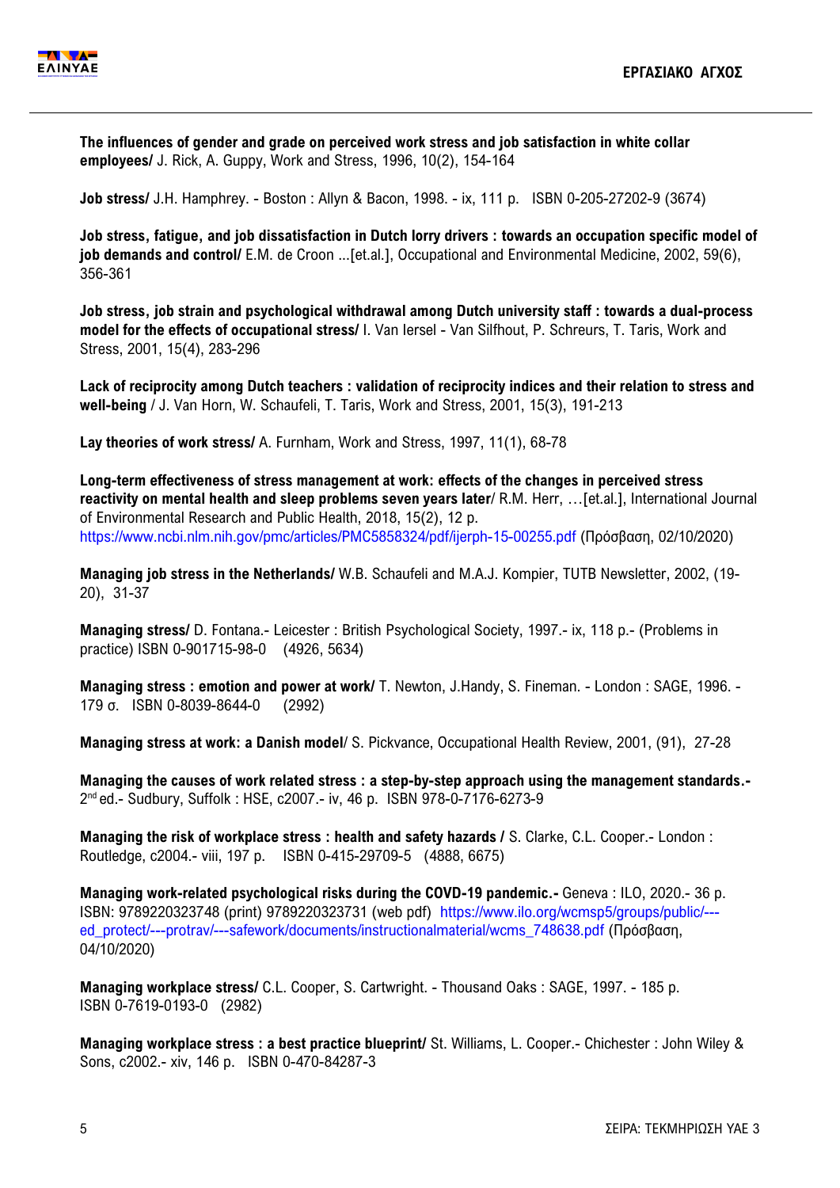**The influences of gender and grade on perceived work stress and job satisfaction in white collar employees/** J. Rick, A. Guppy, Work and Stress, 1996, 10(2), 154-164

**Job stress/** J.H. Hamphrey. - Boston : Allyn & Bacon, 1998. - ix, 111 p. ISBN 0-205-27202-9 (3674)

**Job stress, fatigue, and job dissatisfaction in Dutch lorry drivers : towards an occupation specific model of job demands and control/** E.M. de Croon ...[et.al.], Occupational and Environmental Medicine, 2002, 59(6), 356-361

**Job stress, job strain and psychological withdrawal among Dutch university staff : towards a dual-process model for the effects of occupational stress/** I. Van Iersel - Van Silfhout, P. Schreurs, T. Taris, Work and Stress, 2001, 15(4), 283-296

**Lack of reciprocity among Dutch teachers : validation of reciprocity indices and their relation to stress and well-being** / J. Van Horn, W. Schaufeli, T. Taris, Work and Stress, 2001, 15(3), 191-213

**Lay theories of work stress/** A. Furnham, Work and Stress, 1997, 11(1), 68-78

**Long-term effectiveness of stress management at work: effects of the changes in perceived stress reactivity on mental health and sleep problems seven years later**/ R.M. Herr, …[et.al.], International Journal of Environmental Research and Public Health, 2018, 15(2), 12 p. https://www.ncbi.nlm.nih.gov/pmc/articles/PMC5858324/pdf/ijerph-15-00255.pdf (Πρόσβαση, 02/10/2020)

**Managing job stress in the Netherlands/** W.B. Schaufeli and M.A.J. Kompier, TUTB Newsletter, 2002, (19-20), 31-37

**Managing stress/** D. Fontana.- Leicester : British Psychological Society, 1997.- ix, 118 p.- (Problems in practice) ISBN 0-901715-98-0 (4926, 5634)

**Managing stress : emotion and power at work/** T. Newton, J.Handy, S. Fineman. - London : SAGE, 1996. - 179 σ. ISBN 0-8039-8644-0 (2992)

**Managing stress at work: a Danish model**/ S. Pickvance, Occupational Health Review, 2001, (91), 27-28

**Managing the causes of work related stress : a step-by-step approach using the management standards.-** 2nd ed.- Sudbury, Suffolk : HSE, c2007.- iv, 46 p. ISBN 978-0-7176-6273-9

**Managing the risk of workplace stress : health and safety hazards /** S. Clarke, C.L. Cooper.- London : Routledge, c2004.- viii, 197 p. ISBN 0-415-29709-5 (4888, 6675)

**Managing work-related psychological risks during the COVD-19 pandemic.-** Geneva : ILO, 2020.- 36 p. ISBN: 9789220323748 (print) 9789220323731 (web pdf) https://www.ilo.org/wcmsp5/groups/public/---ed_protect/---protrav/---safework/documents/instructionalmaterial/wcms_748638.pdf (Πρόσβαση, 04/10/2020)

**Managing workplace stress/** C.L. Cooper, S. Cartwright. - Thousand Oaks : SAGE, 1997. - 185 p. ISBN 0-7619-0193-0 (2982)

**Managing workplace stress : a best practice blueprint/** St. Williams, L. Cooper.- Chichester : John Wiley & Sons, c2002.- xiv, 146 p. ISBN 0-470-84287-3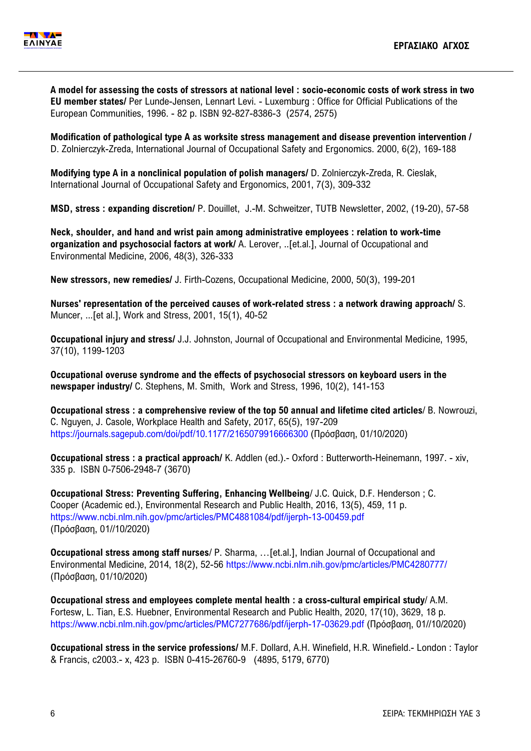**A model for assessing the costs of stressors at national level : socio-economic costs of work stress in two EU member states/** Per Lunde-Jensen, Lennart Levi. - Luxemburg : Office for Official Publications of the European Communities, 1996. - 82 p. ISBN 92-827-8386-3 (2574, 2575)

**Modification of pathological type A as worksite stress management and disease prevention intervention /** D. Zolnierczyk-Zreda, International Journal of Occupational Safety and Ergonomics. 2000, 6(2), 169-188

**Modifying type A in a nonclinical population of polish managers/** D. Zolnierczyk-Zreda, R. Cieslak, International Journal of Occupational Safety and Ergonomics, 2001, 7(3), 309-332

**MSD, stress : expanding discretion/** P. Douillet, J.-M. Schweitzer, TUTB Newsletter, 2002, (19-20), 57-58

**Neck, shoulder, and hand and wrist pain among administrative employees : relation to work-time organization and psychosocial factors at work/** A. Lerover, ..[et.al.], Journal of Occupational and Environmental Medicine, 2006, 48(3), 326-333

**New stressors, new remedies/** J. Firth-Cozens, Occupational Medicine, 2000, 50(3), 199-201

**Nurses' representation of the perceived causes of work-related stress : a network drawing approach/** S. Muncer, ...[et al.], Work and Stress, 2001, 15(1), 40-52

**Occupational injury and stress/** J.J. Johnston, Journal of Occupational and Environmental Medicine, 1995, 37(10), 1199-1203

**Occupational overuse syndrome and the effects of psychosocial stressors on keyboard users in the newspaper industry/** C. Stephens, M. Smith, Work and Stress, 1996, 10(2), 141-153

**Occupational stress : a comprehensive review of the top 50 annual and lifetime cited articles**/ B. Nowrouzi, C. Nguyen, J. Casole, Workplace Health and Safety, 2017, 65(5), 197-209 https://journals.sagepub.com/doi/pdf/10.1177/2165079916666300 (Πρόσβαση, 01/10/2020)

**Occupational stress : a practical approach/** K. Addlen (ed.).- Oxford : Butterworth-Heinemann, 1997. - xiv, 335 p. ISBN 0-7506-2948-7 (3670)

**Occupational Stress: Preventing Suffering, Enhancing Wellbeing**/ J.C. Quick, D.F. Henderson ; C. Cooper (Academic ed.), Environmental Research and Public Health, 2016, 13(5), 459, 11 p. https://www.ncbi.nlm.nih.gov/pmc/articles/PMC4881084/pdf/ijerph-13-00459.pdf (Πρόσβαση, 01//10/2020)

**Occupational stress among staff nurses**/ P. Sharma, …[et.al.], Indian Journal of Occupational and Environmental Medicine, 2014, 18(2), 52-56 https://www.ncbi.nlm.nih.gov/pmc/articles/PMC4280777/ (Πρόσβαση, 01/10/2020)

**Occupational stress and employees complete mental health : a cross-cultural empirical study**/ A.M. Fortesw, L. Tian, E.S. Huebner, Environmental Research and Public Health, 2020, 17(10), 3629, 18 p. https://www.ncbi.nlm.nih.gov/pmc/articles/PMC7277686/pdf/ijerph-17-03629.pdf (Πρόσβαση, 01//10/2020)

**Occupational stress in the service professions/** M.F. Dollard, A.H. Winefield, H.R. Winefield.- London : Taylor & Francis, c2003.- x, 423 p. ISBN 0-415-26760-9 (4895, 5179, 6770)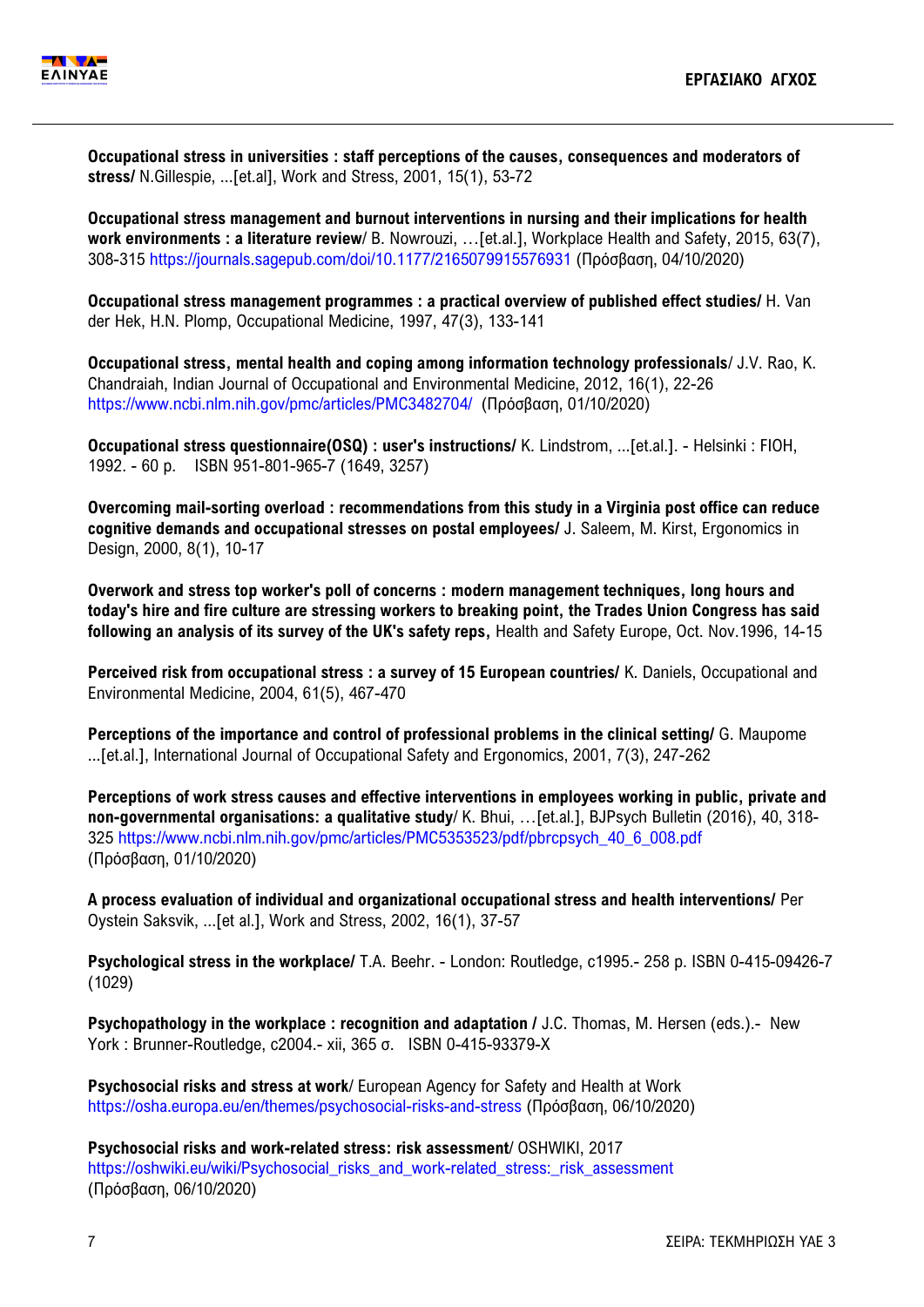**Occupational stress in universities : staff perceptions of the causes, consequences and moderators of stress/** N.Gillespie, ...[et.al], Work and Stress, 2001, 15(1), 53-72

**Occupational stress management and burnout interventions in nursing and their implications for health work environments : a literature review**/ B. Nowrouzi, …[et.al.], Workplace Health and Safety, 2015, 63(7), 308-315 https://journals.sagepub.com/doi/10.1177/2165079915576931 (Πρόσβαση, 04/10/2020)

**Occupational stress management programmes : a practical overview of published effect studies/** H. Van der Hek, H.N. Plomp, Occupational Medicine, 1997, 47(3), 133-141

**Occupational stress, mental health and coping among information technology professionals**/ J.V. Rao, K. Chandraiah, Indian Journal of Occupational and Environmental Medicine, 2012, 16(1), 22-26 https://www.ncbi.nlm.nih.gov/pmc/articles/PMC3482704/ (Πρόσβαση, 01/10/2020)

**Occupational stress questionnaire(OSQ) : user's instructions/** K. Lindstrom, ...[et.al.]. - Helsinki : FIOH, 1992. - 60 p. ISBN 951-801-965-7 (1649, 3257)

**Overcoming mail-sorting overload : recommendations from this study in a Virginia post office can reduce cognitive demands and occupational stresses on postal employees/** J. Saleem, M. Kirst, Ergonomics in Design, 2000, 8(1), 10-17

**Overwork and stress top worker's poll of concerns : modern management techniques, long hours and today's hire and fire culture are stressing workers to breaking point, the Trades Union Congress has said following an analysis of its survey of the UK's safety reps,** Health and Safety Europe, Oct. Nov.1996, 14-15

**Perceived risk from occupational stress : a survey of 15 European countries/** K. Daniels, Occupational and Environmental Medicine, 2004, 61(5), 467-470

**Perceptions of the importance and control of professional problems in the clinical setting/** G. Maupome ...[et.al.], International Journal of Occupational Safety and Ergonomics, 2001, 7(3), 247-262

**Perceptions of work stress causes and effective interventions in employees working in public, private and non-governmental organisations: a qualitative study**/ K. Bhui, …[et.al.], BJPsych Bulletin (2016), 40, 318-325 https://www.ncbi.nlm.nih.gov/pmc/articles/PMC5353523/pdf/pbrcpsych_40_6_008.pdf (Πρόσβαση, 01/10/2020)

**A process evaluation of individual and organizational occupational stress and health interventions/** Per Oystein Saksvik, ...[et al.], Work and Stress, 2002, 16(1), 37-57

**Psychological stress in the workplace/** T.A. Beehr. - London: Routledge, c1995.- 258 p. ISBN 0-415-09426-7 (1029)

**Psychopathology in the workplace : recognition and adaptation /** J.C. Thomas, M. Hersen (eds.).- New York : Brunner-Routledge, c2004.- xii, 365 σ. ISBN 0-415-93379-X

**Psychosocial risks and stress at work**/ European Agency for Safety and Health at Work https://osha.europa.eu/en/themes/psychosocial-risks-and-stress (Πρόσβαση, 06/10/2020)

**Psychosocial risks and work-related stress: risk assessment**/ OSHWIKI, 2017 https://oshwiki.eu/wiki/Psychosocial_risks_and_work-related_stress:_risk_assessment (Πρόσβαση, 06/10/2020)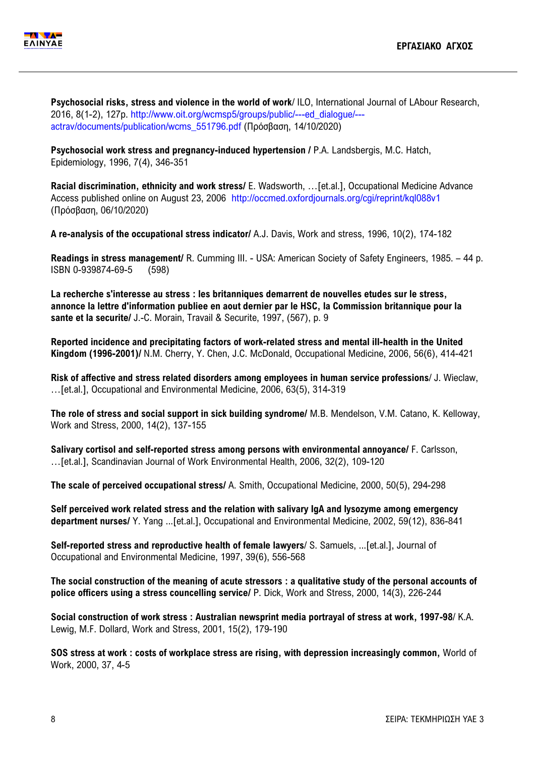**Psychosocial risks, stress and violence in the world of work**/ ILO, International Journal of LAbour Research, 2016, 8(1-2), 127p. http://www.oit.org/wcmsp5/groups/public/---ed_dialogue/---actrav/documents/publication/wcms_551796.pdf (Πρόσβαση, 14/10/2020)

**Psychosocial work stress and pregnancy-induced hypertension /** P.A. Landsbergis, M.C. Hatch, Epidemiology, 1996, 7(4), 346-351

**Racial discrimination, ethnicity and work stress/** E. Wadsworth, …[et.al.], Occupational Medicine Advance Access published online on August 23, 2006 http://occmed.oxfordjournals.org/cgi/reprint/kql088v1 (Πρόσβαση, 06/10/2020)

**A re-analysis of the occupational stress indicator/** A.J. Davis, Work and stress, 1996, 10(2), 174-182

**Readings in stress management/** R. Cumming III. - USA: American Society of Safety Engineers, 1985. – 44 p. ISBN 0-939874-69-5 (598)

**La recherche s'interesse au stress : les britanniques demarrent de nouvelles etudes sur le stress, annonce la lettre d'information publiee en aout dernier par le HSC, la Commission britannique pour la sante et la securite/** J.-C. Morain, Travail & Securite, 1997, (567), p. 9

**Reported incidence and precipitating factors of work-related stress and mental ill-health in the United Kingdom (1996-2001)/** N.M. Cherry, Y. Chen, J.C. McDonald, Occupational Medicine, 2006, 56(6), 414-421

**Risk of affective and stress related disorders among employees in human service professions**/ J. Wieclaw, …[et.al.], Occupational and Environmental Medicine, 2006, 63(5), 314-319

**The role of stress and social support in sick building syndrome/** M.B. Mendelson, V.M. Catano, K. Kelloway, Work and Stress, 2000, 14(2), 137-155

**Salivary cortisol and self-reported stress among persons with environmental annoyance/** F. Carlsson, …[et.al.], Scandinavian Journal of Work Environmental Health, 2006, 32(2), 109-120

**The scale of perceived occupational stress/** A. Smith, Occupational Medicine, 2000, 50(5), 294-298

**Self perceived work related stress and the relation with salivary IgA and lysozyme among emergency department nurses/** Y. Yang ...[et.al.], Occupational and Environmental Medicine, 2002, 59(12), 836-841

**Self-reported stress and reproductive health of female lawyers**/ S. Samuels, ...[et.al.], Journal of Occupational and Environmental Medicine, 1997, 39(6), 556-568

**The social construction of the meaning of acute stressors : a qualitative study of the personal accounts of police officers using a stress councelling service/** P. Dick, Work and Stress, 2000, 14(3), 226-244

**Social construction of work stress : Australian newsprint media portrayal of stress at work, 1997-98**/ K.A. Lewig, M.F. Dollard, Work and Stress, 2001, 15(2), 179-190

**SOS stress at work : costs of workplace stress are rising, with depression increasingly common,** World of Work, 2000, 37, 4-5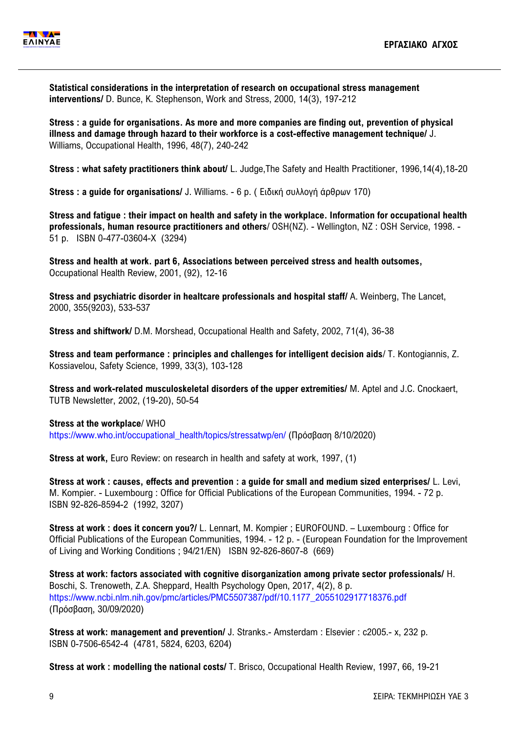**Statistical considerations in the interpretation of research on occupational stress management interventions/** D. Bunce, K. Stephenson, Work and Stress, 2000, 14(3), 197-212

**Stress : a guide for organisations. As more and more companies are finding out, prevention of physical illness and damage through hazard to their workforce is a cost-effective management technique/** J. Williams, Occupational Health, 1996, 48(7), 240-242

**Stress : what safety practitioners think about/** L. Judge,The Safety and Health Practitioner, 1996,14(4),18-20

**Stress : a guide for organisations/** J. Williams. - 6 p. ( Ειδική συλλογή άρθρων 170)

**Stress and fatigue : their impact on health and safety in the workplace. Information for occupational health professionals, human resource practitioners and others**/ OSH(NZ). - Wellington, NZ : OSH Service, 1998. - 51 p. ISBN 0-477-03604-X (3294)

**Stress and health at work. part 6, Associations between perceived stress and health outsomes,** Occupational Health Review, 2001, (92), 12-16

**Stress and psychiatric disorder in healtcare professionals and hospital staff/** A. Weinberg, The Lancet, 2000, 355(9203), 533-537

**Stress and shiftwork/** D.M. Morshead, Occupational Health and Safety, 2002, 71(4), 36-38

**Stress and team performance : principles and challenges for intelligent decision aids**/ T. Kontogiannis, Z. Kossiavelou, Safety Science, 1999, 33(3), 103-128

**Stress and work-related musculoskeletal disorders of the upper extremities/** M. Aptel and J.C. Cnockaert, TUTB Newsletter, 2002, (19-20), 50-54

**Stress at the workplace**/ WHO
https://www.who.int/occupational_health/topics/stressatwp/en/ (Πρόσβαση 8/10/2020)

**Stress at work,** Euro Review: on research in health and safety at work, 1997, (1)

**Stress at work : causes, effects and prevention : a guide for small and medium sized enterprises/** L. Levi, M. Kompier. - Luxembourg : Office for Official Publications of the European Communities, 1994. - 72 p. ISBN 92-826-8594-2 (1992, 3207)

**Stress at work : does it concern you?/** L. Lennart, M. Kompier ; EUROFOUND. – Luxembourg : Office for Official Publications of the European Communities, 1994. - 12 p. - (European Foundation for the Improvement of Living and Working Conditions ; 94/21/EN) ISBN 92-826-8607-8 (669)

**Stress at work: factors associated with cognitive disorganization among private sector professionals/** H. Boschi, S. Trenoweth, Z.A. Sheppard, Health Psychology Open, 2017, 4(2), 8 p.
https://www.ncbi.nlm.nih.gov/pmc/articles/PMC5507387/pdf/10.1177_2055102917718376.pdf (Πρόσβαση, 30/09/2020)

**Stress at work: management and prevention/** J. Stranks.- Amsterdam : Elsevier : c2005.- x, 232 p. ISBN 0-7506-6542-4 (4781, 5824, 6203, 6204)

**Stress at work : modelling the national costs/** T. Brisco, Occupational Health Review, 1997, 66, 19-21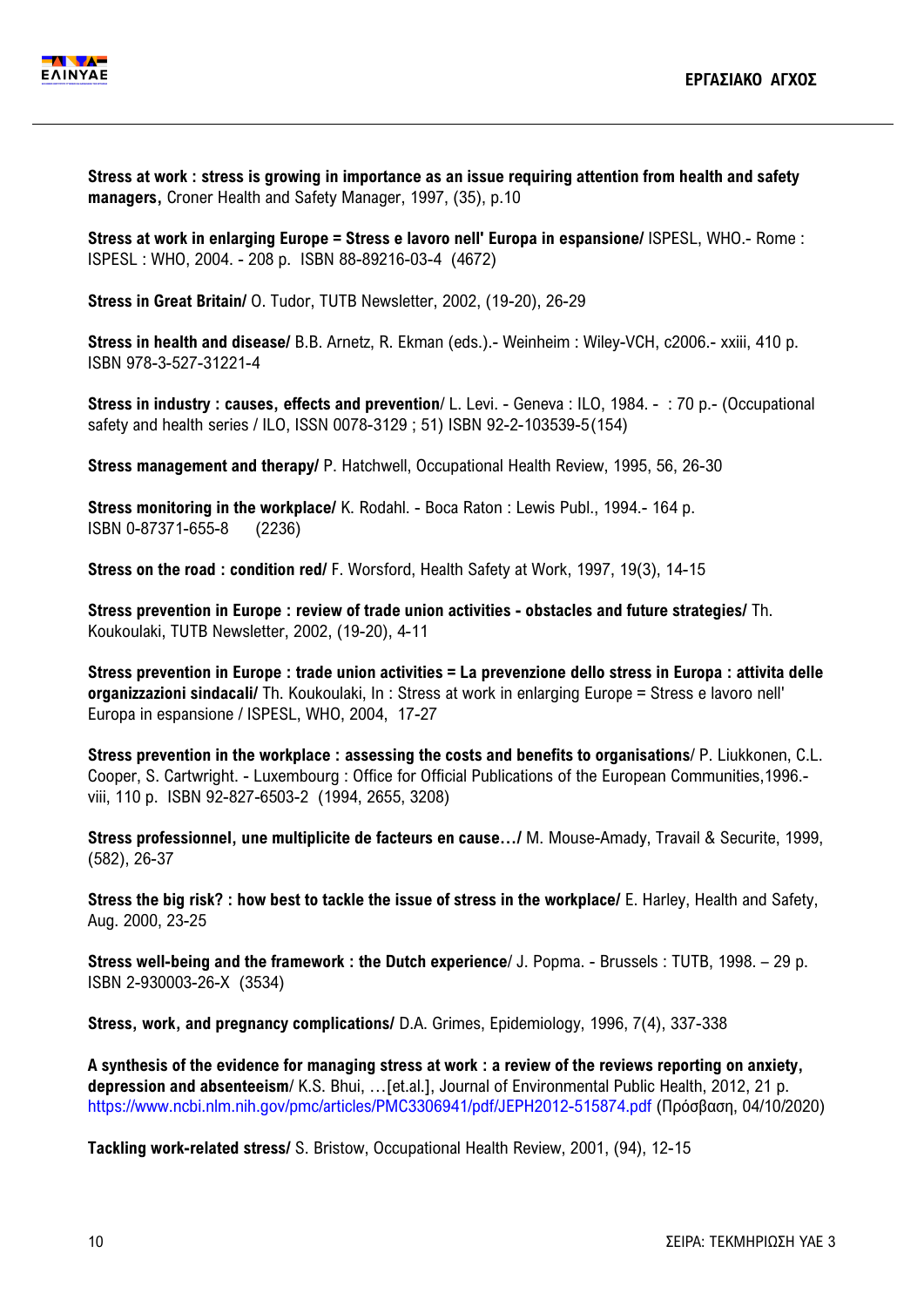**Stress at work : stress is growing in importance as an issue requiring attention from health and safety managers,** Croner Health and Safety Manager, 1997, (35), p.10

**Stress at work in enlarging Europe = Stress e lavoro nell' Europa in espansione/** ISPESL, WHO.- Rome : ISPESL : WHO, 2004. - 208 p. ISBN 88-89216-03-4 (4672)

**Stress in Great Britain/** O. Tudor, TUTB Newsletter, 2002, (19-20), 26-29

**Stress in health and disease/** B.B. Arnetz, R. Ekman (eds.).- Weinheim : Wiley-VCH, c2006.- xxiii, 410 p. ISBN 978-3-527-31221-4

**Stress in industry : causes, effects and prevention**/ L. Levi. - Geneva : ILO, 1984. - : 70 p.- (Occupational safety and health series / ILO, ISSN 0078-3129 ; 51) ISBN 92-2-103539-5(154)

**Stress management and therapy/** P. Hatchwell, Occupational Health Review, 1995, 56, 26-30

**Stress monitoring in the workplace/** K. Rodahl. - Boca Raton : Lewis Publ., 1994.- 164 p. ISBN 0-87371-655-8 (2236)

**Stress on the road : condition red/** F. Worsford, Health Safety at Work, 1997, 19(3), 14-15

**Stress prevention in Europe : review of trade union activities - obstacles and future strategies/** Th. Koukoulaki, TUTB Newsletter, 2002, (19-20), 4-11

**Stress prevention in Europe : trade union activities = La prevenzione dello stress in Europa : attivita delle organizzazioni sindacali/** Th. Koukoulaki, In : Stress at work in enlarging Europe = Stress e lavoro nell' Europa in espansione / ISPESL, WHO, 2004, 17-27

**Stress prevention in the workplace : assessing the costs and benefits to organisations**/ P. Liukkonen, C.L. Cooper, S. Cartwright. - Luxembourg : Office for Official Publications of the European Communities,1996.- viii, 110 p. ISBN 92-827-6503-2 (1994, 2655, 3208)

**Stress professionnel, une multiplicite de facteurs en cause…/** M. Mouse-Amady, Travail & Securite, 1999, (582), 26-37

**Stress the big risk? : how best to tackle the issue of stress in the workplace/** E. Harley, Health and Safety, Aug. 2000, 23-25

**Stress well-being and the framework : the Dutch experience**/ J. Popma. - Brussels : TUTB, 1998. – 29 p. ISBN 2-930003-26-X (3534)

**Stress, work, and pregnancy complications/** D.A. Grimes, Epidemiology, 1996, 7(4), 337-338

**A synthesis of the evidence for managing stress at work : a review of the reviews reporting on anxiety, depression and absenteeism**/ K.S. Bhui, …[et.al.], Journal of Environmental Public Health, 2012, 21 p. https://www.ncbi.nlm.nih.gov/pmc/articles/PMC3306941/pdf/JEPH2012-515874.pdf (Πρόσβαση, 04/10/2020)

**Tackling work-related stress/** S. Bristow, Occupational Health Review, 2001, (94), 12-15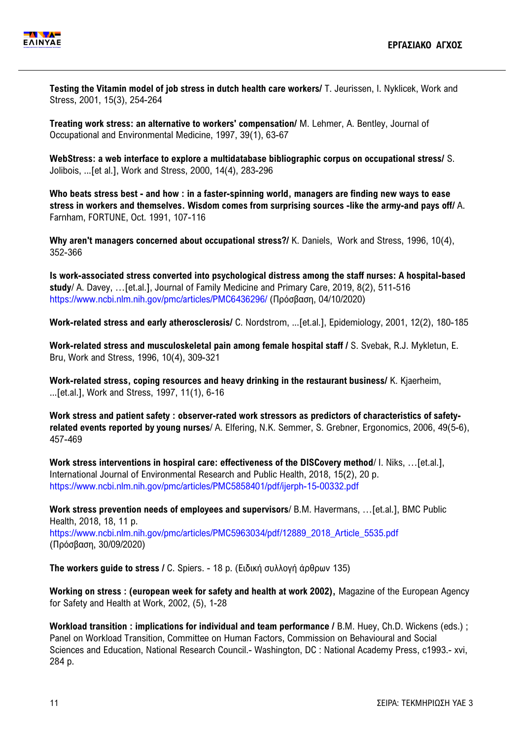**Testing the Vitamin model of job stress in dutch health care workers/** T. Jeurissen, I. Nyklicek, Work and Stress, 2001, 15(3), 254-264

**Treating work stress: an alternative to workers' compensation/** M. Lehmer, A. Bentley, Journal of Occupational and Environmental Medicine, 1997, 39(1), 63-67

**WebStress: a web interface to explore a multidatabase bibliographic corpus on occupational stress/** S. Jolibois, ...[et al.], Work and Stress, 2000, 14(4), 283-296

**Who beats stress best - and how : in a faster-spinning world, managers are finding new ways to ease stress in workers and themselves. Wisdom comes from surprising sources -like the army-and pays off/** A. Farnham, FORTUNE, Oct. 1991, 107-116

**Why aren't managers concerned about occupational stress?/** K. Daniels, Work and Stress, 1996, 10(4), 352-366

**Is work-associated stress converted into psychological distress among the staff nurses: A hospital-based study**/ A. Davey, …[et.al.], Journal of Family Medicine and Primary Care, 2019, 8(2), 511-516
https://www.ncbi.nlm.nih.gov/pmc/articles/PMC6436296/ (Πρόσβαση, 04/10/2020)

**Work-related stress and early atherosclerosis/** C. Nordstrom, ...[et.al.], Epidemiology, 2001, 12(2), 180-185

**Work-related stress and musculoskeletal pain among female hospital staff /** S. Svebak, R.J. Mykletun, E. Bru, Work and Stress, 1996, 10(4), 309-321

**Work-related stress, coping resources and heavy drinking in the restaurant business/** K. Kjaerheim, ...[et.al.], Work and Stress, 1997, 11(1), 6-16

**Work stress and patient safety : observer-rated work stressors as predictors of characteristics of safety-related events reported by young nurses**/ A. Elfering, N.K. Semmer, S. Grebner, Ergonomics, 2006, 49(5-6), 457-469

**Work stress interventions in hospital care: effectiveness of the DISCovery method**/ I. Niks, …[et.al.], International Journal of Environmental Research and Public Health, 2018, 15(2), 20 p.
https://www.ncbi.nlm.nih.gov/pmc/articles/PMC5858401/pdf/ijerph-15-00332.pdf

**Work stress prevention needs of employees and supervisors**/ B.M. Havermans, …[et.al.], BMC Public Health, 2018, 18, 11 p.
https://www.ncbi.nlm.nih.gov/pmc/articles/PMC5963034/pdf/12889_2018_Article_5535.pdf (Πρόσβαση, 30/09/2020)

**The workers guide to stress /** C. Spiers. - 18 p. (Ειδική συλλογή άρθρων 135)

**Working on stress : (european week for safety and health at work 2002),** Magazine of the European Agency for Safety and Health at Work, 2002, (5), 1-28

**Workload transition : implications for individual and team performance /** B.M. Huey, Ch.D. Wickens (eds.) ; Panel on Workload Transition, Committee on Human Factors, Commission on Behavioural and Social Sciences and Education, National Research Council.- Washington, DC : National Academy Press, c1993.- xvi, 284 p.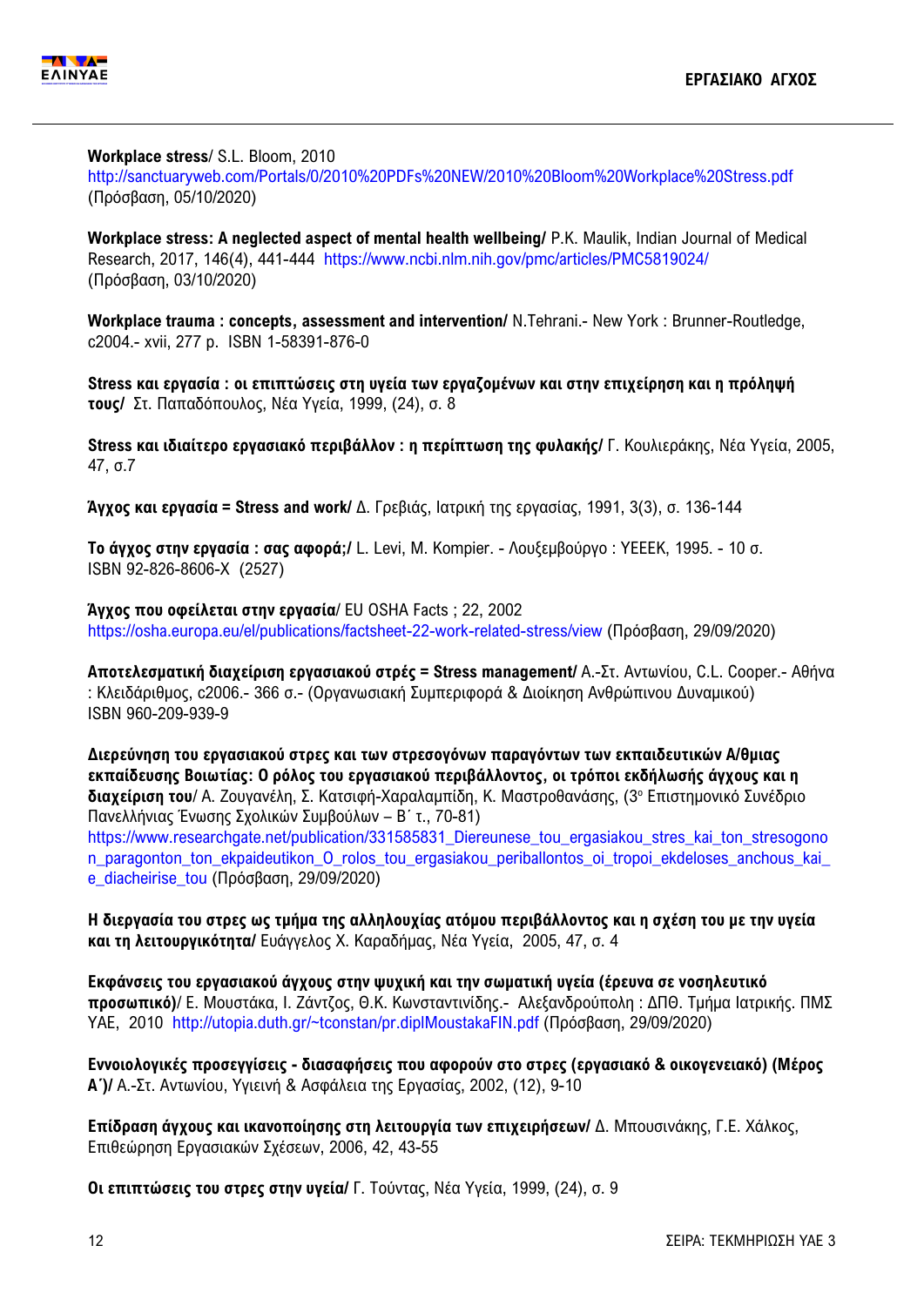**Workplace stress**/ S.L. Bloom, 2010
http://sanctuaryweb.com/Portals/0/2010%20PDFs%20NEW/2010%20Bloom%20Workplace%20Stress.pdf (Πρόσβαση, 05/10/2020)

**Workplace stress: A neglected aspect of mental health wellbeing/** P.K. Maulik, Indian Journal of Medical Research, 2017, 146(4), 441-444 https://www.ncbi.nlm.nih.gov/pmc/articles/PMC5819024/ (Πρόσβαση, 03/10/2020)

**Workplace trauma : concepts, assessment and intervention/** N.Tehrani.- New York : Brunner-Routledge, c2004.- xvii, 277 p. ISBN 1-58391-876-0

**Stress και εργασία : οι επιπτώσεις στη υγεία των εργαζομένων και στην επιχείρηση και η πρόληψή τους/** Στ. Παπαδόπουλος, Νέα Υγεία, 1999, (24), σ. 8

**Stress και ιδιαίτερο εργασιακό περιβάλλον : η περίπτωση της φυλακής/** Γ. Κουλιεράκης, Νέα Υγεία, 2005, 47, σ.7

**Άγχος και εργασία = Stress and work/** Δ. Γρεβιάς, Ιατρική της εργασίας, 1991, 3(3), σ. 136-144

**Το άγχος στην εργασία : σας αφορά;/** L. Levi, M. Kompier. - Λουξεμβούργο : ΥΕΕΕΚ, 1995. - 10 σ. ISBN 92-826-8606-X (2527)

**Άγχος που οφείλεται στην εργασία**/ EU OSHA Facts ; 22, 2002
https://osha.europa.eu/el/publications/factsheet-22-work-related-stress/view (Πρόσβαση, 29/09/2020)

**Αποτελεσματική διαχείριση εργασιακού στρές = Stress management/** Α.-Στ. Αντωνίου, C.L. Cooper.- Αθήνα : Κλειδάριθμος, c2006.- 366 σ.- (Οργανωσιακή Συμπεριφορά & Διοίκηση Ανθρώπινου Δυναμικού) ISBN 960-209-939-9

**Διερεύνηση του εργασιακού στρες και των στρεσογόνων παραγόντων των εκπαιδευτικών Α/θμιας εκπαίδευσης Βοιωτίας: Ο ρόλος του εργασιακού περιβάλλοντος, οι τρόποι εκδήλωσής άγχους και η διαχείριση του**/ Α. Ζουγανέλη, Σ. Κατσιφή-Χαραλαμπίδη, Κ. Μαστροθανάσης, (3ο Επιστημονικό Συνέδριο Πανελλήνιας Ένωσης Σχολικών Συμβούλων – Β΄ τ., 70-81)
https://www.researchgate.net/publication/331585831_Diereunese_tou_ergasiakou_stres_kai_ton_stresogonon_paragonton_ton_ekpaideutikon_O_rolos_tou_ergasiakou_periballontos_oi_tropoi_ekdeloses_anchous_kai_e_diacheirise_tou (Πρόσβαση, 29/09/2020)

**Η διεργασία του στρες ως τμήμα της αλληλουχίας ατόμου περιβάλλοντος και η σχέση του με την υγεία και τη λειτουργικότητα/** Ευάγγελος Χ. Καραδήμας, Νέα Υγεία, 2005, 47, σ. 4

**Εκφάνσεις του εργασιακού άγχους στην ψυχική και την σωματική υγεία (έρευνα σε νοσηλευτικό προσωπικό)**/ Ε. Μουστάκα, Ι. Ζάντζος, Θ.Κ. Κωνσταντινίδης.- Αλεξανδρούπολη : ΔΠΘ. Τμήμα Ιατρικής. ΠΜΣ ΥΑΕ, 2010 http://utopia.duth.gr/~tconstan/pr.diplMoustakaFIN.pdf (Πρόσβαση, 29/09/2020)

**Εννοιολογικές προσεγγίσεις - διασαφήσεις που αφορούν στο στρες (εργασιακό & οικογενειακό) (Μέρος Α΄)/** Α.-Στ. Αντωνίου, Υγιεινή & Ασφάλεια της Εργασίας, 2002, (12), 9-10

**Επίδραση άγχους και ικανοποίησης στη λειτουργία των επιχειρήσεων/** Δ. Μπουσινάκης, Γ.Ε. Χάλκος, Επιθεώρηση Εργασιακών Σχέσεων, 2006, 42, 43-55

**Οι επιπτώσεις του στρες στην υγεία/** Γ. Τούντας, Νέα Υγεία, 1999, (24), σ. 9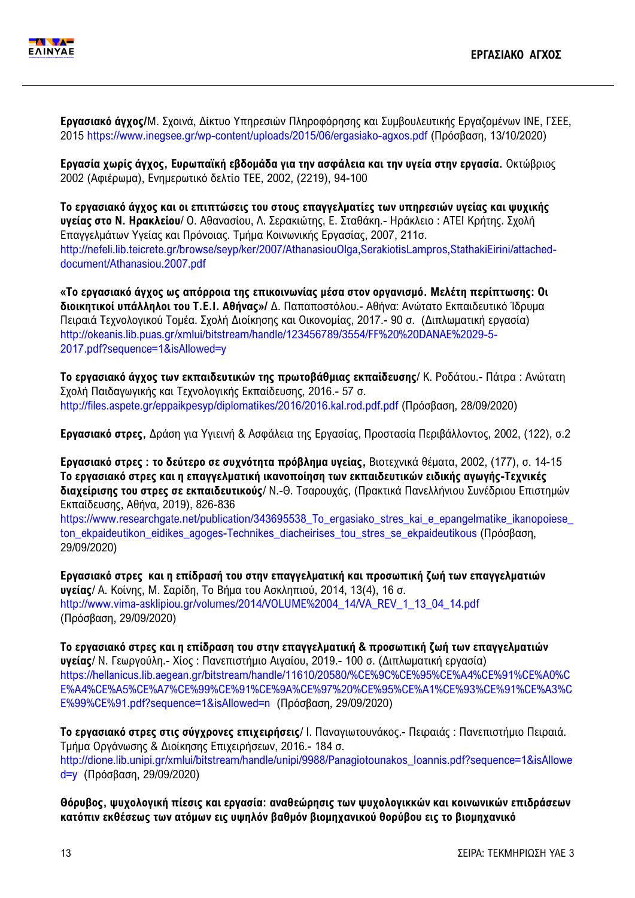**Εργασιακό άγχος/**Μ. Σχοινά, Δίκτυο Υπηρεσιών Πληροφόρησης και Συμβουλευτικής Εργαζομένων ΙΝΕ, ΓΣΕΕ, 2015 https://www.inegsee.gr/wp-content/uploads/2015/06/ergasiako-agxos.pdf (Πρόσβαση, 13/10/2020)

**Εργασία χωρίς άγχος, Ευρωπαϊκή εβδομάδα για την ασφάλεια και την υγεία στην εργασία.** Οκτώβριος 2002 (Αφιέρωμα), Ενημερωτικό δελτίο ΤΕΕ, 2002, (2219), 94-100

**Το εργασιακό άγχος και οι επιπτώσεις του στους επαγγελματίες των υπηρεσιών υγείας και ψυχικής υγείας στο Ν. Ηρακλείου**/ Ο. Αθανασίου, Λ. Σερακιώτης, Ε. Σταθάκη.- Ηράκλειο : ΑΤΕΙ Κρήτης. Σχολή Επαγγελμάτων Υγείας και Πρόνοιας. Τμήμα Κοινωνικής Εργασίας, 2007, 211σ. http://nefeli.lib.teicrete.gr/browse/seyp/ker/2007/AthanasiouOlga,SerakiotisLampros,StathakiEirini/attached-document/Athanasiou.2007.pdf

**«Το εργασιακό άγχος ως απόρροια της επικοινωνίας μέσα στον οργανισμό. Μελέτη περίπτωσης: Οι διοικητικοί υπάλληλοι του Τ.Ε.Ι. Αθήνας»/** Δ. Παπαποστόλου.- Αθήνα: Ανώτατο Εκπαιδευτικό Ίδρυμα Πειραιά Τεχνολογικού Τομέα. Σχολή Διοίκησης και Οικονομίας, 2017.- 90 σ. (Διπλωματική εργασία) http://okeanis.lib.puas.gr/xmlui/bitstream/handle/123456789/3554/FF%20%20DANAE%2029-5-2017.pdf?sequence=1&isAllowed=y

**Το εργασιακό άγχος των εκπαιδευτικών της πρωτοβάθμιας εκπαίδευσης**/ Κ. Ροδάτου.- Πάτρα : Ανώτατη Σχολή Παιδαγωγικής και Τεχνολογικής Εκπαίδευσης, 2016.- 57 σ. http://files.aspete.gr/eppaikpesyp/diplomatikes/2016/2016.kal.rod.pdf.pdf (Πρόσβαση, 28/09/2020)

**Εργασιακό στρες,** Δράση για Υγιεινή & Ασφάλεια της Εργασίας, Προστασία Περιβάλλοντος, 2002, (122), σ.2

**Εργασιακό στρες : το δεύτερο σε συχνότητα πρόβλημα υγείας,** Βιοτεχνικά θέματα, 2002, (177), σ. 14-15

**Το εργασιακό στρες και η επαγγελματική ικανοποίηση των εκπαιδευτικών ειδικής αγωγής-Τεχνικές διαχείρισης του στρες σε εκπαιδευτικούς**/ Ν.-Θ. Τσαρουχάς, (Πρακτικά Πανελλήνιου Συνέδριου Επιστημών Εκπαίδευσης, Αθήνα, 2019), 826-836 https://www.researchgate.net/publication/343695538_To_ergasiako_stres_kai_e_epangelmatike_ikanopoiese_ton_ekpaideutikon_eidikes_agoges-Technikes_diacheirises_tou_stres_se_ekpaideutikous (Πρόσβαση, 29/09/2020)

**Εργασιακό στρες και η επίδρασή του στην επαγγελματική και προσωπική ζωή των επαγγελματιών υγείας**/ Α. Κοίνης, Μ. Σαρίδη, Το Βήμα του Ασκληπιού, 2014, 13(4), 16 σ. http://www.vima-asklipiou.gr/volumes/2014/VOLUME%2004_14/VA_REV_1_13_04_14.pdf (Πρόσβαση, 29/09/2020)

**Το εργασιακό στρες και η επίδραση του στην επαγγελματική & προσωπική ζωή των επαγγελματιών υγείας**/ Ν. Γεωργούλη.- Χίος : Πανεπιστήμιο Αιγαίου, 2019.- 100 σ. (Διπλωματική εργασία) https://hellanicus.lib.aegean.gr/bitstream/handle/11610/20580/%CE%9C%CE%95%CE%A4%CE%91%CE%A0%CE%A4%CE%A5%CE%A7%CE%99%CE%91%CE%9A%CE%97%20%CE%95%CE%A1%CE%93%CE%91%CE%A3%CE%99%CE%91.pdf?sequence=1&isAllowed=n (Πρόσβαση, 29/09/2020)

**Το εργασιακό στρες στις σύγχρονες επιχειρήσεις**/ Ι. Παναγιωτουνάκος.- Πειραιάς : Πανεπιστήμιο Πειραιά. Τμήμα Οργάνωσης & Διοίκησης Επιχειρήσεων, 2016.- 184 σ. http://dione.lib.unipi.gr/xmlui/bitstream/handle/unipi/9988/Panagiotounakos_Ioannis.pdf?sequence=1&isAllowed=y (Πρόσβαση, 29/09/2020)

**Θόρυβος, ψυχολογική πίεσις και εργασία: αναθεώρησις των ψυχολογικκών και κοινωνικών επιδράσεων κατόπιν εκθέσεως των ατόμων εις υψηλόν βαθμόν βιομηχανικού θορύβου εις το βιομηχανικό**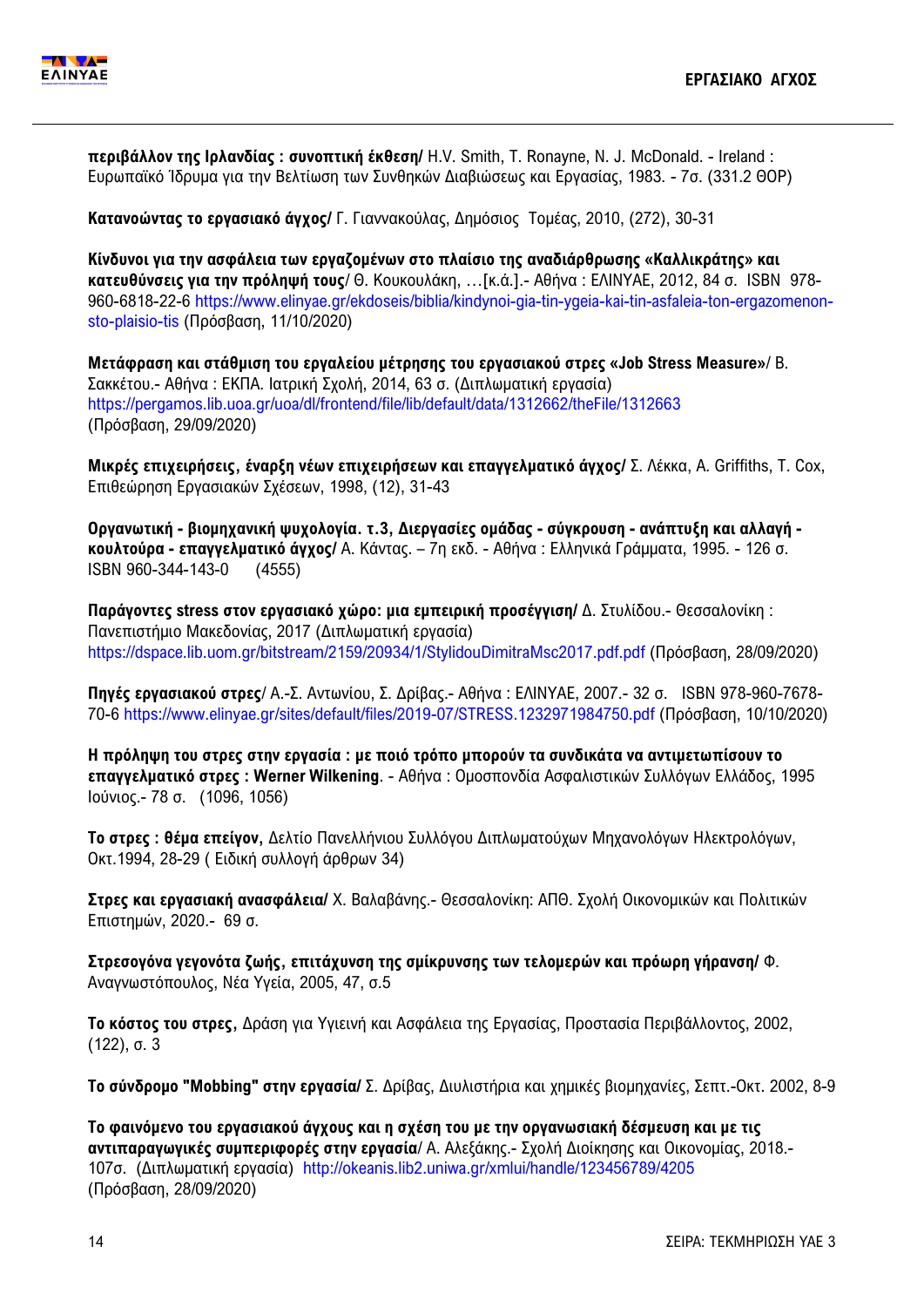**περιβάλλον της Ιρλανδίας : συνοπτική έκθεση/** H.V. Smith, T. Ronayne, N. J. McDonald. - Ireland : Ευρωπαϊκό Ίδρυμα για την Βελτίωση των Συνθηκών Διαβιώσεως και Εργασίας, 1983. - 7σ. (331.2 ΘΟΡ)

**Κατανοώντας το εργασιακό άγχος/** Γ. Γιαννακούλας, Δημόσιος Τομέας, 2010, (272), 30-31

**Κίνδυνοι για την ασφάλεια των εργαζομένων στο πλαίσιο της αναδιάρθρωσης «Καλλικράτης» και κατευθύνσεις για την πρόληψή τους**/ Θ. Κουκουλάκη, …[κ.ά.].- Αθήνα : ΕΛΙΝΥΑΕ, 2012, 84 σ. ISBN 978-960-6818-22-6 https://www.elinyae.gr/ekdoseis/biblia/kindynoi-gia-tin-ygeia-kai-tin-asfaleia-ton-ergazomenon-sto-plaisio-tis (Πρόσβαση, 11/10/2020)

**Μετάφραση και στάθμιση του εργαλείου μέτρησης του εργασιακού στρες «Job Stress Measure»**/ Β. Σακκέτου.- Αθήνα : ΕΚΠΑ. Ιατρική Σχολή, 2014, 63 σ. (Διπλωματική εργασία) https://pergamos.lib.uoa.gr/uoa/dl/frontend/file/lib/default/data/1312662/theFile/1312663 (Πρόσβαση, 29/09/2020)

**Μικρές επιχειρήσεις, έναρξη νέων επιχειρήσεων και επαγγελματικό άγχος/** Σ. Λέκκα, A. Griffiths, T. Cox, Επιθεώρηση Εργασιακών Σχέσεων, 1998, (12), 31-43

**Οργανωτική - βιομηχανική ψυχολογία. τ.3, Διεργασίες ομάδας - σύγκρουση - ανάπτυξη και αλλαγή - κουλτούρα - επαγγελματικό άγχος/** Α. Κάντας. – 7η εκδ. - Αθήνα : Ελληνικά Γράμματα, 1995. - 126 σ. ISBN 960-344-143-0 (4555)

**Παράγοντες stress στον εργασιακό χώρο: μια εμπειρική προσέγγιση/** Δ. Στυλίδου.- Θεσσαλονίκη : Πανεπιστήμιο Μακεδονίας, 2017 (Διπλωματική εργασία) https://dspace.lib.uom.gr/bitstream/2159/20934/1/StylidouDimitraMsc2017.pdf.pdf (Πρόσβαση, 28/09/2020)

**Πηγές εργασιακού στρες**/ Α.-Σ. Αντωνίου, Σ. Δρίβας.- Αθήνα : ΕΛΙΝΥΑΕ, 2007.- 32 σ. ISBN 978-960-7678-70-6 https://www.elinyae.gr/sites/default/files/2019-07/STRESS.1232971984750.pdf (Πρόσβαση, 10/10/2020)

**Η πρόληψη του στρες στην εργασία : με ποιό τρόπο μπορούν τα συνδικάτα να αντιμετωπίσουν το επαγγελματικό στρες : Werner Wilkening**. - Αθήνα : Ομοσπονδία Ασφαλιστικών Συλλόγων Ελλάδος, 1995 Ιούνιος.- 78 σ. (1096, 1056)

**Το στρες : θέμα επείγον,** Δελτίο Πανελλήνιου Συλλόγου Διπλωματούχων Μηχανολόγων Ηλεκτρολόγων, Οκτ.1994, 28-29 ( Ειδική συλλογή άρθρων 34)

**Στρες και εργασιακή ανασφάλεια/** Χ. Βαλαβάνης.- Θεσσαλονίκη: ΑΠΘ. Σχολή Οικονομικών και Πολιτικών Επιστημών, 2020.- 69 σ.

**Στρεσογόνα γεγονότα ζωής, επιτάχυνση της σμίκρυνσης των τελομερών και πρόωρη γήρανση/** Φ. Αναγνωστόπουλος, Νέα Υγεία, 2005, 47, σ.5

**Το κόστος του στρες,** Δράση για Υγιεινή και Ασφάλεια της Εργασίας, Προστασία Περιβάλλοντος, 2002, (122), σ. 3

**Το σύνδρομο "Mobbing" στην εργασία/** Σ. Δρίβας, Διυλιστήρια και χημικές βιομηχανίες, Σεπτ.-Οκτ. 2002, 8-9

**Το φαινόμενο του εργασιακού άγχους και η σχέση του με την οργανωσιακή δέσμευση και με τις αντιπαραγωγικές συμπεριφορές στην εργασία**/ Α. Αλεξάκης.- Σχολή Διοίκησης και Οικονομίας, 2018.- 107σ. (Διπλωματική εργασία) http://okeanis.lib2.uniwa.gr/xmlui/handle/123456789/4205 (Πρόσβαση, 28/09/2020)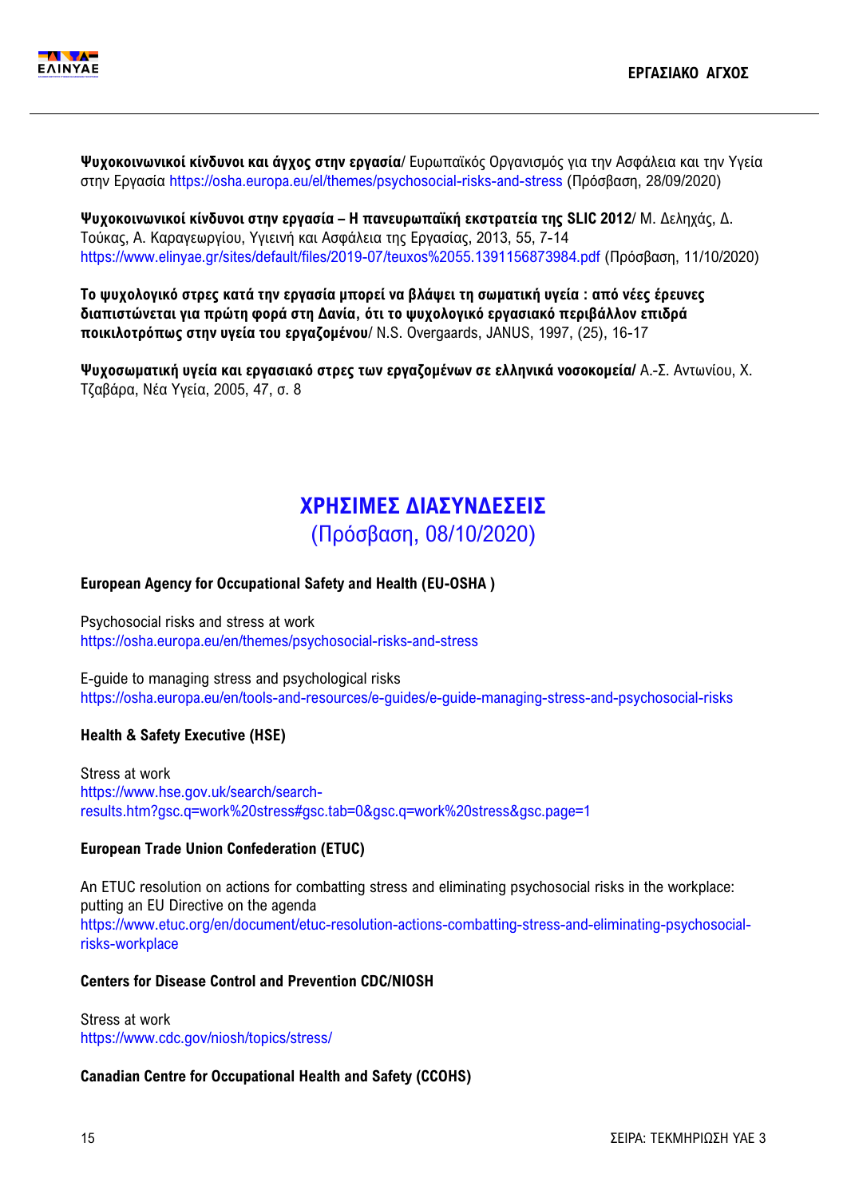**Ψυχοκοινωνικοί κίνδυνοι και άγχος στην εργασία**/ Ευρωπαϊκός Οργανισμός για την Ασφάλεια και την Υγεία στην Εργασία https://osha.europa.eu/el/themes/psychosocial-risks-and-stress (Πρόσβαση, 28/09/2020)

**Ψυχοκοινωνικοί κίνδυνοι στην εργασία – Η πανευρωπαϊκή εκστρατεία της SLIC 2012**/ Μ. Δεληχάς, Δ. Τούκας, Α. Καραγεωργίου, Υγιεινή και Ασφάλεια της Εργασίας, 2013, 55, 7-14 https://www.elinyae.gr/sites/default/files/2019-07/teuxos%2055.1391156873984.pdf (Πρόσβαση, 11/10/2020)

**Το ψυχολογικό στρες κατά την εργασία μπορεί να βλάψει τη σωματική υγεία : από νέες έρευνες διαπιστώνεται για πρώτη φορά στη Δανία, ότι το ψυχολογικό εργασιακό περιβάλλον επιδρά ποικιλοτρόπως στην υγεία του εργαζομένου**/ N.S. Overgaards, JANUS, 1997, (25), 16-17

**Ψυχοσωματική υγεία και εργασιακό στρες των εργαζομένων σε ελληνικά νοσοκομεία/** Α.-Σ. Αντωνίου, Χ. Τζαβάρα, Νέα Υγεία, 2005, 47, σ. 8

## ΧΡΗΣΙΜΕΣ ΔΙΑΣΥΝΔΕΣΕΙΣ
(Πρόσβαση, 08/10/2020)

**European Agency for Occupational Safety and Health (EU-OSHA )**

Psychosocial risks and stress at work
https://osha.europa.eu/en/themes/psychosocial-risks-and-stress

E-guide to managing stress and psychological risks
https://osha.europa.eu/en/tools-and-resources/e-guides/e-guide-managing-stress-and-psychosocial-risks

**Health & Safety Executive (HSE)**

Stress at work
https://www.hse.gov.uk/search/search-results.htm?gsc.q=work%20stress#gsc.tab=0&gsc.q=work%20stress&gsc.page=1

**European Trade Union Confederation (ETUC)**

An ETUC resolution on actions for combatting stress and eliminating psychosocial risks in the workplace: putting an EU Directive on the agenda
https://www.etuc.org/en/document/etuc-resolution-actions-combatting-stress-and-eliminating-psychosocial-risks-workplace

**Centers for Disease Control and Prevention CDC/NIOSH**

Stress at work
https://www.cdc.gov/niosh/topics/stress/

**Canadian Centre for Occupational Health and Safety (CCOHS)**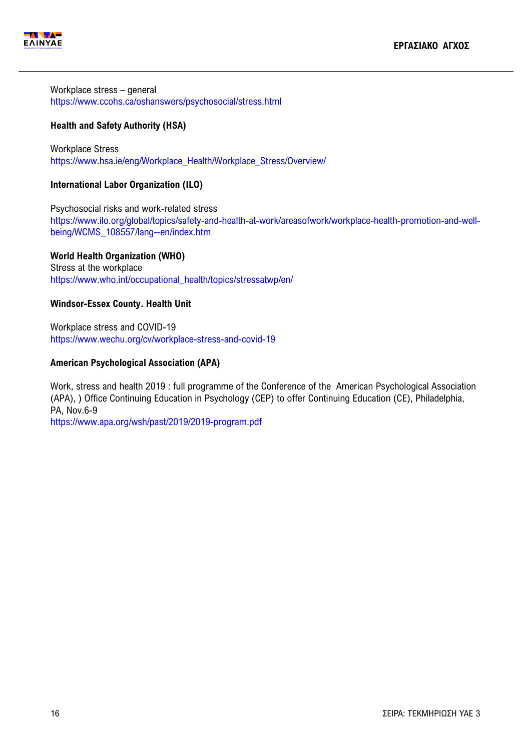Workplace stress – general
https://www.ccohs.ca/oshanswers/psychosocial/stress.html

**Health and Safety Authority (HSA)**

Workplace Stress
https://www.hsa.ie/eng/Workplace_Health/Workplace_Stress/Overview/

**International Labor Organization (ILO)**

Psychosocial risks and work-related stress
https://www.ilo.org/global/topics/safety-and-health-at-work/areasofwork/workplace-health-promotion-and-well-being/WCMS_108557/lang--en/index.htm

**World Health Organization (WHO)**
Stress at the workplace
https://www.who.int/occupational_health/topics/stressatwp/en/

**Windsor-Essex County. Health Unit**

Workplace stress and COVID-19
https://www.wechu.org/cv/workplace-stress-and-covid-19

**American Psychological Association (APA)**

Work, stress and health 2019 : full programme of the Conference of the  American Psychological Association (APA), ) Office Continuing Education in Psychology (CEP) to offer Continuing Education (CE), Philadelphia, PA, Nov.6-9
https://www.apa.org/wsh/past/2019/2019-program.pdf